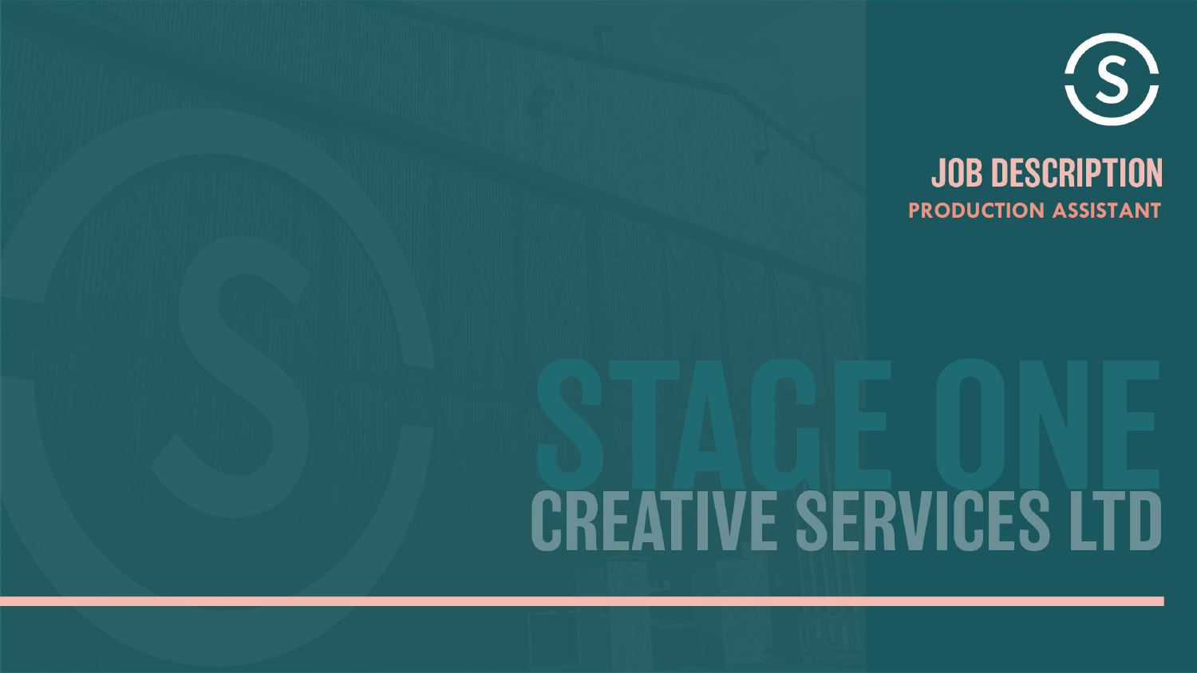# JOB DESCRIPTION

## PRODUCTION ASSISTANT

# STAGE ONE

## CREATIVE SERVICES LTD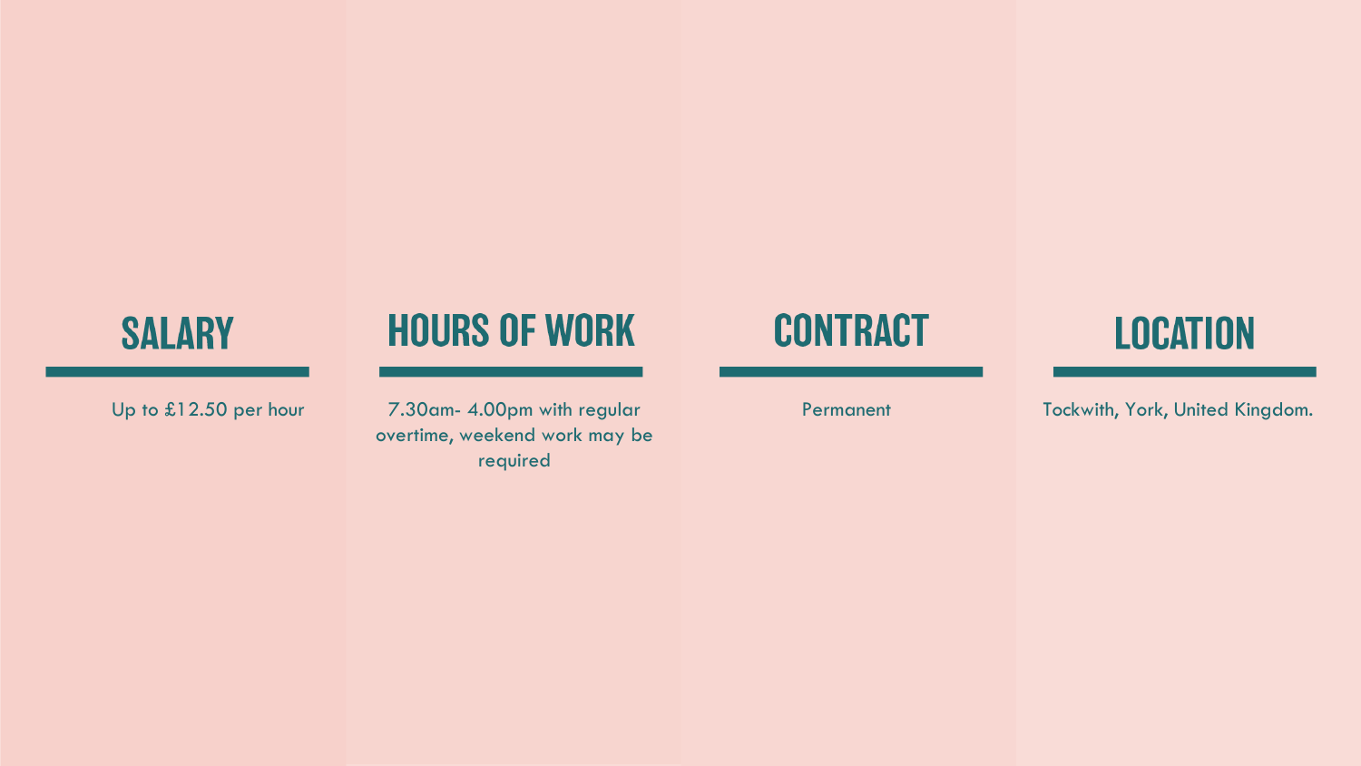## SALARY

Up to £12.50 per hour

## HOURS OF WORK

7.30am- 4.00pm with regular overtime, weekend work may be required

## CONTRACT

Permanent

## LOCATION

Tockwith, York, United Kingdom.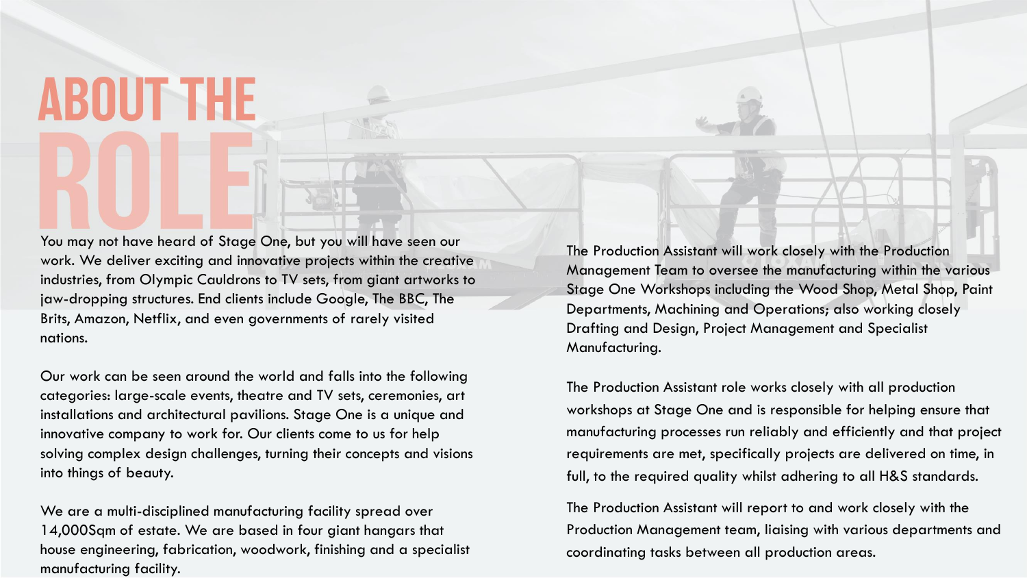# ABOUT THE ROLE

You may not have heard of Stage One, but you will have seen our work. We deliver exciting and innovative projects within the creative industries, from Olympic Cauldrons to TV sets, from giant artworks to jaw-dropping structures. End clients include Google, The BBC, The Brits, Amazon, Netflix, and even governments of rarely visited nations.

Our work can be seen around the world and falls into the following categories: large-scale events, theatre and TV sets, ceremonies, art installations and architectural pavilions. Stage One is a unique and innovative company to work for. Our clients come to us for help solving complex design challenges, turning their concepts and visions into things of beauty.

We are a multi-disciplined manufacturing facility spread over 14,000Sqm of estate. We are based in four giant hangars that house engineering, fabrication, woodwork, finishing and a specialist manufacturing facility.

The Production Assistant will work closely with the Production Management Team to oversee the manufacturing within the various Stage One Workshops including the Wood Shop, Metal Shop, Paint Departments, Machining and Operations; also working closely Drafting and Design, Project Management and Specialist Manufacturing.

The Production Assistant role works closely with all production workshops at Stage One and is responsible for helping ensure that manufacturing processes run reliably and efficiently and that project requirements are met, specifically projects are delivered on time, in full, to the required quality whilst adhering to all H&S standards.

The Production Assistant will report to and work closely with the Production Management team, liaising with various departments and coordinating tasks between all production areas.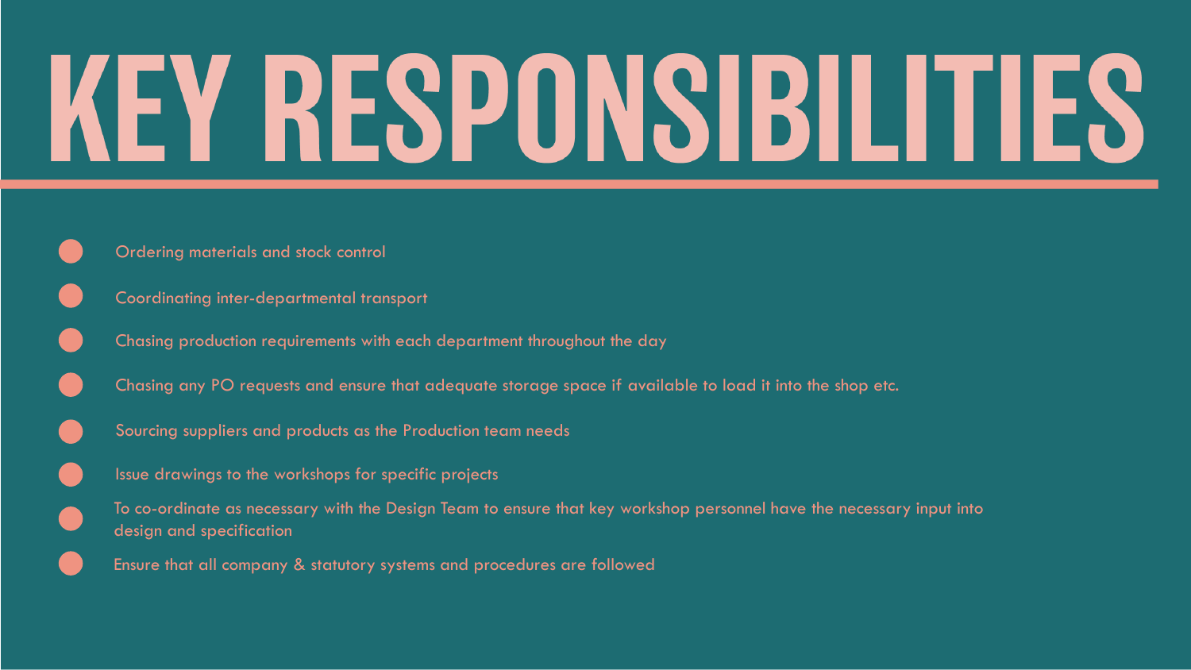# KEY RESPONSIBILITIES

- Ordering materials and stock control
- Coordinating inter-departmental transport
- Chasing production requirements with each department throughout the day
- Chasing any PO requests and ensure that adequate storage space if available to load it into the shop etc.
- Sourcing suppliers and products as the Production team needs
- Issue drawings to the workshops for specific projects
- To co-ordinate as necessary with the Design Team to ensure that key workshop personnel have the necessary input into design and specification
- Ensure that all company & statutory systems and procedures are followed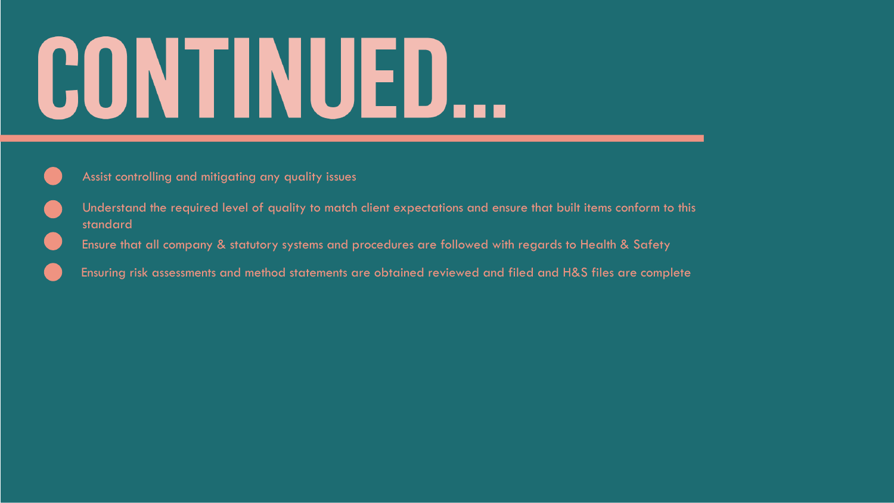# CONTINUED...

- Assist controlling and mitigating any quality issues
- Understand the required level of quality to match client expectations and ensure that built items conform to this standard
- Ensure that all company & statutory systems and procedures are followed with regards to Health & Safety
- Ensuring risk assessments and method statements are obtained reviewed and filed and H&S files are complete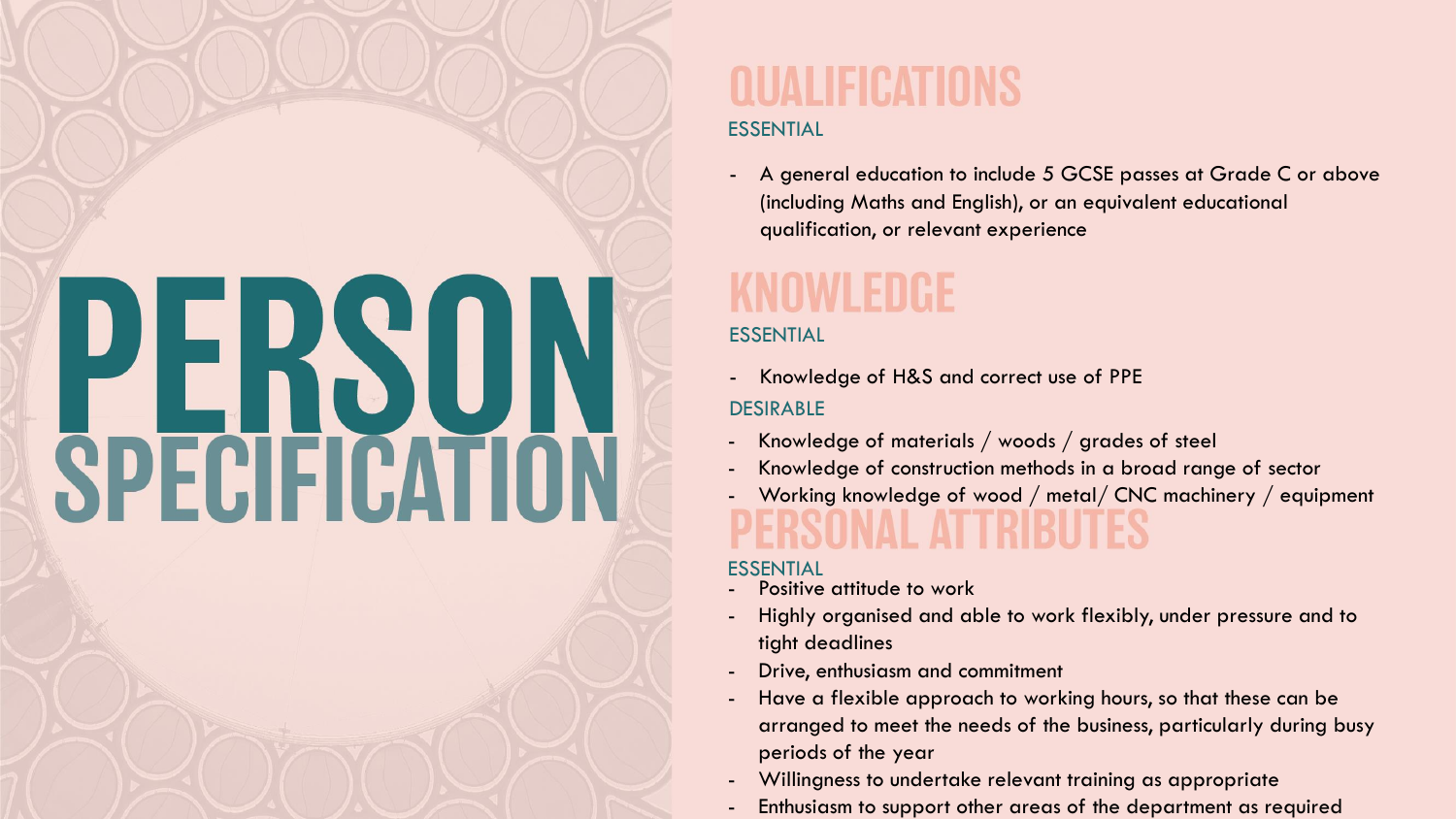# PERSON SPECIFICATION

## QUALIFICATIONS

ESSENTIAL

- A general education to include 5 GCSE passes at Grade C or above (including Maths and English), or an equivalent educational qualification, or relevant experience

## KNOWLEDGE

ESSENTIAL

- Knowledge of H&S and correct use of PPE

DESIRABLE

- Knowledge of materials / woods / grades of steel
- Knowledge of construction methods in a broad range of sector
- Working knowledge of wood / metal/ CNC machinery / equipment

## PERSONAL ATTRIBUTES

ESSENTIAL

- Positive attitude to work
- Highly organised and able to work flexibly, under pressure and to tight deadlines
- Drive, enthusiasm and commitment
- Have a flexible approach to working hours, so that these can be arranged to meet the needs of the business, particularly during busy periods of the year
- Willingness to undertake relevant training as appropriate
- Enthusiasm to support other areas of the department as required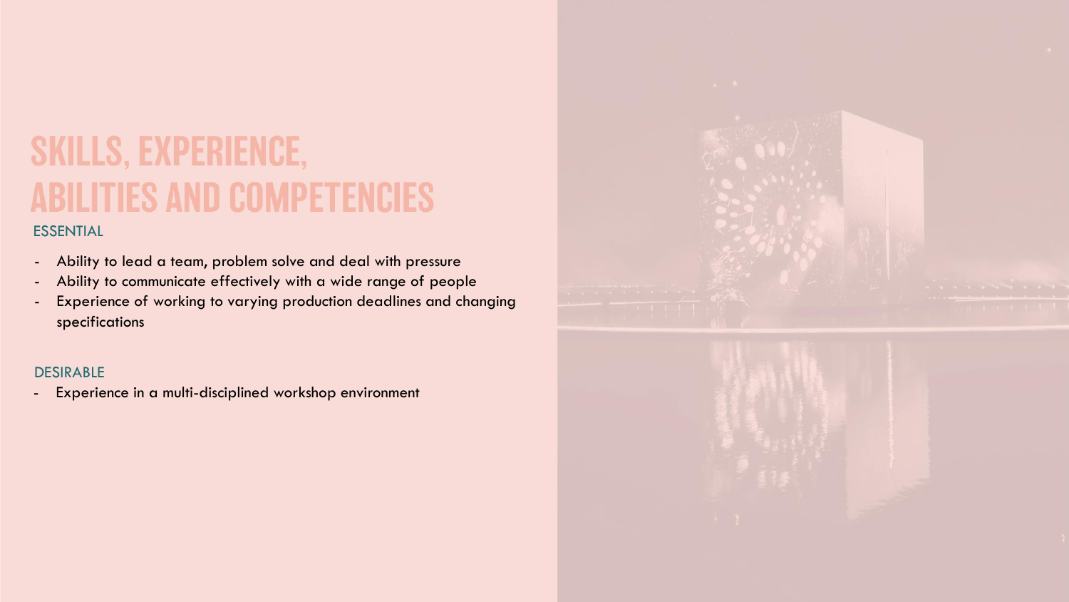# SKILLS, EXPERIENCE, ABILITIES AND COMPETENCIES

## ESSENTIAL

- Ability to lead a team, problem solve and deal with pressure
- Ability to communicate effectively with a wide range of people
- Experience of working to varying production deadlines and changing specifications

## DESIRABLE

- Experience in a multi-disciplined workshop environment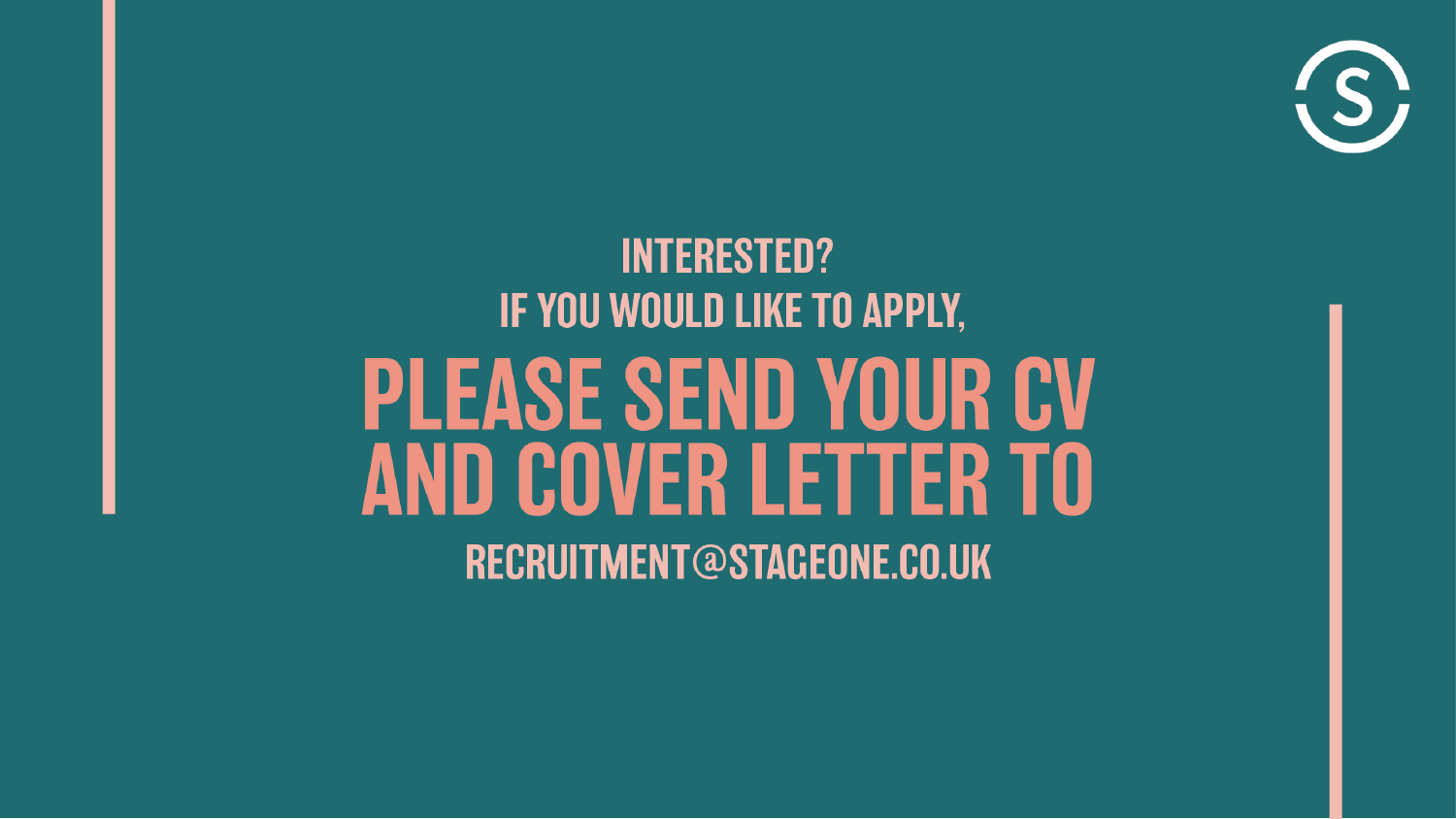INTERESTED?

IF YOU WOULD LIKE TO APPLY,

# PLEASE SEND YOUR CV AND COVER LETTER TO

RECRUITMENT@STAGEONE.CO.UK